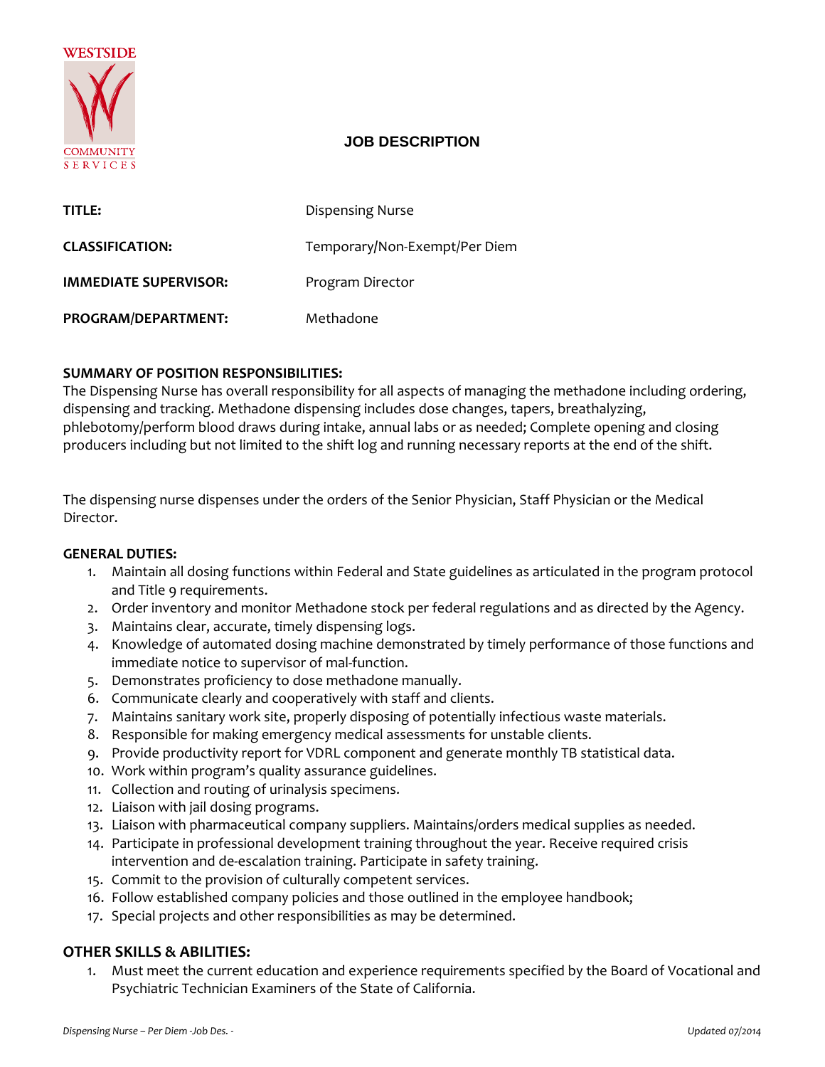WESTSIDE COMMUNITY SERVICES

# JOB DESCRIPTION

| | |
|---|---|
| **TITLE:** | Dispensing Nurse |
| **CLASSIFICATION:** | Temporary/Non-Exempt/Per Diem |
| **IMMEDIATE SUPERVISOR:** | Program Director |
| **PROGRAM/DEPARTMENT:** | Methadone |

**SUMMARY OF POSITION RESPONSIBILITIES:**
The Dispensing Nurse has overall responsibility for all aspects of managing the methadone including ordering, dispensing and tracking. Methadone dispensing includes dose changes, tapers, breathalyzing, phlebotomy/perform blood draws during intake, annual labs or as needed; Complete opening and closing producers including but not limited to the shift log and running necessary reports at the end of the shift.

The dispensing nurse dispenses under the orders of the Senior Physician, Staff Physician or the Medical Director.

**GENERAL DUTIES:**

1. Maintain all dosing functions within Federal and State guidelines as articulated in the program protocol and Title 9 requirements.
2. Order inventory and monitor Methadone stock per federal regulations and as directed by the Agency.
3. Maintains clear, accurate, timely dispensing logs.
4. Knowledge of automated dosing machine demonstrated by timely performance of those functions and immediate notice to supervisor of mal-function.
5. Demonstrates proficiency to dose methadone manually.
6. Communicate clearly and cooperatively with staff and clients.
7. Maintains sanitary work site, properly disposing of potentially infectious waste materials.
8. Responsible for making emergency medical assessments for unstable clients.
9. Provide productivity report for VDRL component and generate monthly TB statistical data.
10. Work within program's quality assurance guidelines.
11. Collection and routing of urinalysis specimens.
12. Liaison with jail dosing programs.
13. Liaison with pharmaceutical company suppliers. Maintains/orders medical supplies as needed.
14. Participate in professional development training throughout the year. Receive required crisis intervention and de-escalation training. Participate in safety training.
15. Commit to the provision of culturally competent services.
16. Follow established company policies and those outlined in the employee handbook;
17. Special projects and other responsibilities as may be determined.

## OTHER SKILLS & ABILITIES:

1. Must meet the current education and experience requirements specified by the Board of Vocational and Psychiatric Technician Examiners of the State of California.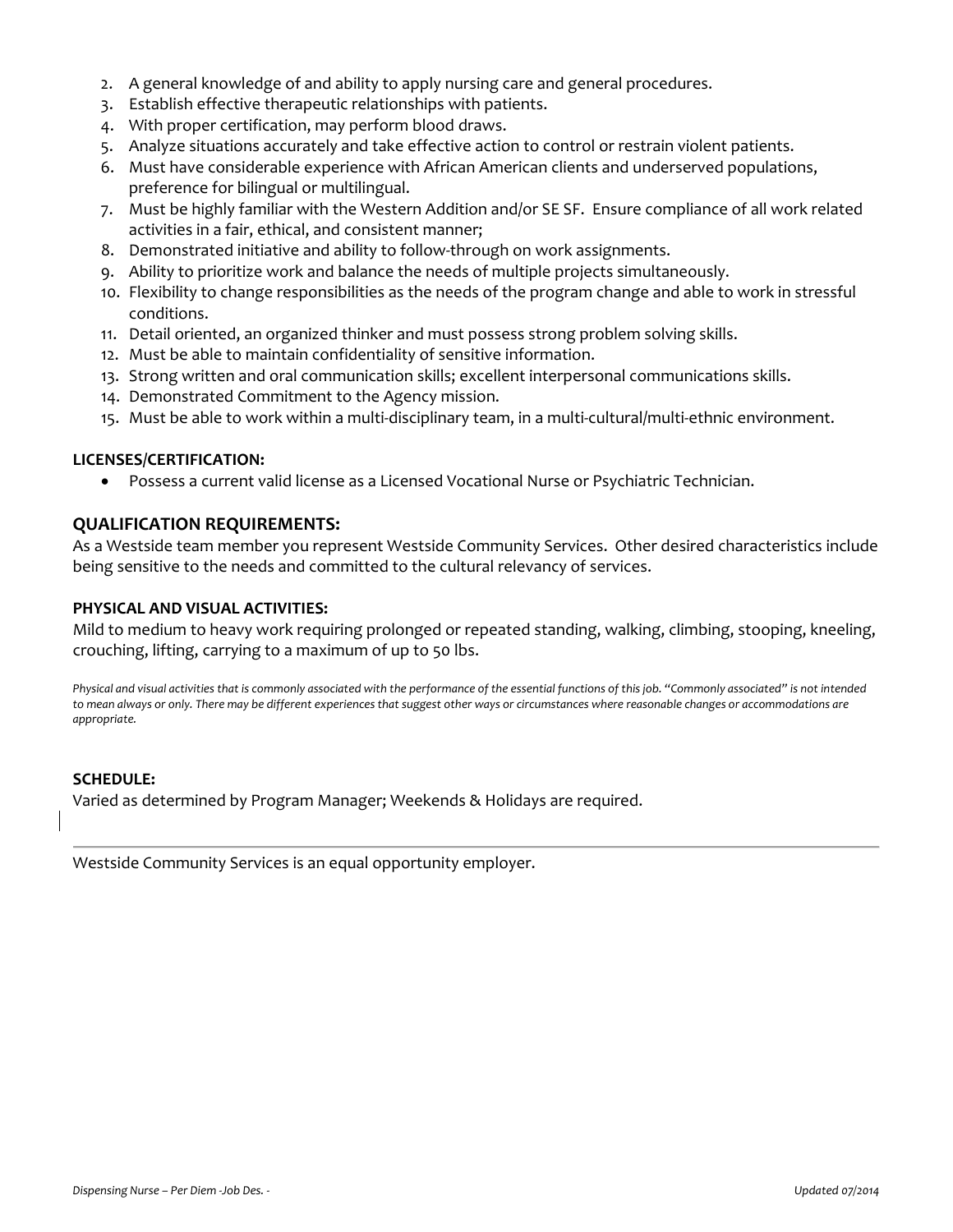2. A general knowledge of and ability to apply nursing care and general procedures.
3. Establish effective therapeutic relationships with patients.
4. With proper certification, may perform blood draws.
5. Analyze situations accurately and take effective action to control or restrain violent patients.
6. Must have considerable experience with African American clients and underserved populations, preference for bilingual or multilingual.
7. Must be highly familiar with the Western Addition and/or SE SF. Ensure compliance of all work related activities in a fair, ethical, and consistent manner;
8. Demonstrated initiative and ability to follow-through on work assignments.
9. Ability to prioritize work and balance the needs of multiple projects simultaneously.
10. Flexibility to change responsibilities as the needs of the program change and able to work in stressful conditions.
11. Detail oriented, an organized thinker and must possess strong problem solving skills.
12. Must be able to maintain confidentiality of sensitive information.
13. Strong written and oral communication skills; excellent interpersonal communications skills.
14. Demonstrated Commitment to the Agency mission.
15. Must be able to work within a multi-disciplinary team, in a multi-cultural/multi-ethnic environment.

**LICENSES/CERTIFICATION:**

- Possess a current valid license as a Licensed Vocational Nurse or Psychiatric Technician.

## QUALIFICATION REQUIREMENTS:

As a Westside team member you represent Westside Community Services. Other desired characteristics include being sensitive to the needs and committed to the cultural relevancy of services.

**PHYSICAL AND VISUAL ACTIVITIES:**

Mild to medium to heavy work requiring prolonged or repeated standing, walking, climbing, stooping, kneeling, crouching, lifting, carrying to a maximum of up to 50 lbs.

*Physical and visual activities that is commonly associated with the performance of the essential functions of this job. "Commonly associated" is not intended to mean always or only. There may be different experiences that suggest other ways or circumstances where reasonable changes or accommodations are appropriate.*

**SCHEDULE:**

Varied as determined by Program Manager; Weekends & Holidays are required.

---

Westside Community Services is an equal opportunity employer.